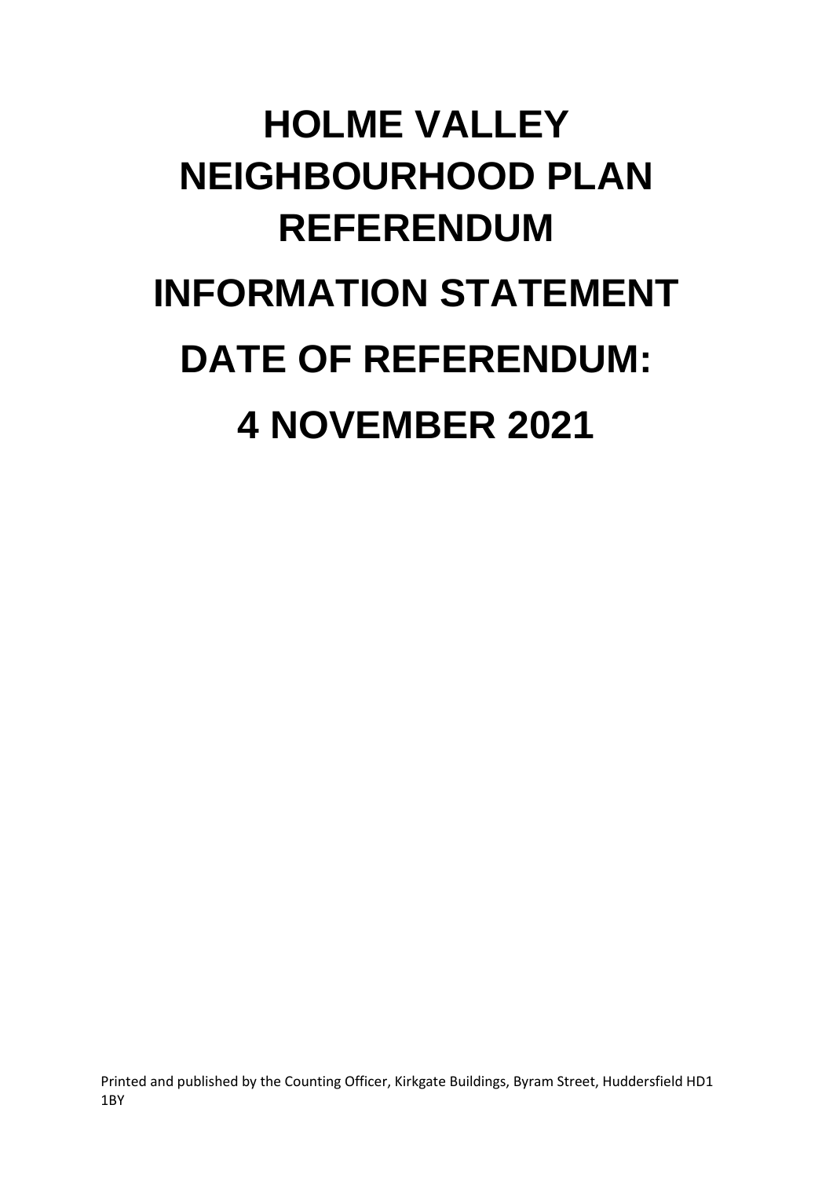# HOLME VALLEY NEIGHBOURHOOD PLAN REFERENDUM

# INFORMATION STATEMENT

# DATE OF REFERENDUM:

# 4 NOVEMBER 2021

Printed and published by the Counting Officer, Kirkgate Buildings, Byram Street, Huddersfield HD1 1BY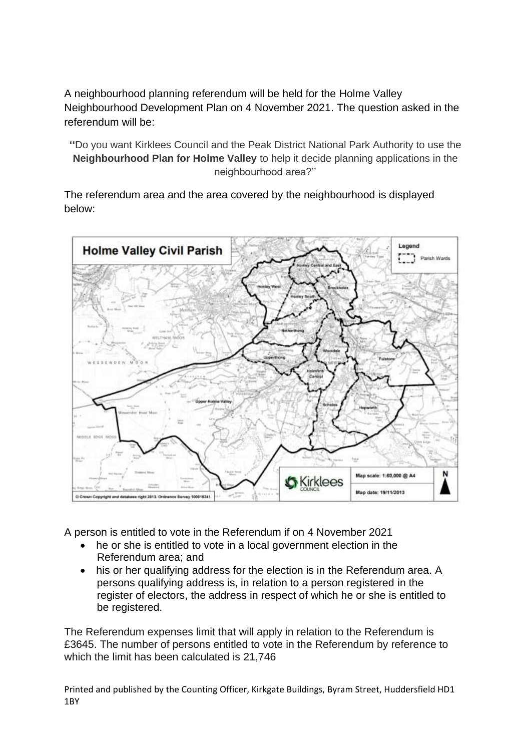A neighbourhood planning referendum will be held for the Holme Valley Neighbourhood Development Plan on 4 November 2021. The question asked in the referendum will be:

"Do you want Kirklees Council and the Peak District National Park Authority to use the **Neighbourhood Plan for Holme Valley** to help it decide planning applications in the neighbourhood area?"

The referendum area and the area covered by the neighbourhood is displayed below:

A person is entitled to vote in the Referendum if on 4 November 2021

- he or she is entitled to vote in a local government election in the Referendum area; and
- his or her qualifying address for the election is in the Referendum area. A persons qualifying address is, in relation to a person registered in the register of electors, the address in respect of which he or she is entitled to be registered.

The Referendum expenses limit that will apply in relation to the Referendum is £3645. The number of persons entitled to vote in the Referendum by reference to which the limit has been calculated is 21,746

Printed and published by the Counting Officer, Kirkgate Buildings, Byram Street, Huddersfield HD1 1BY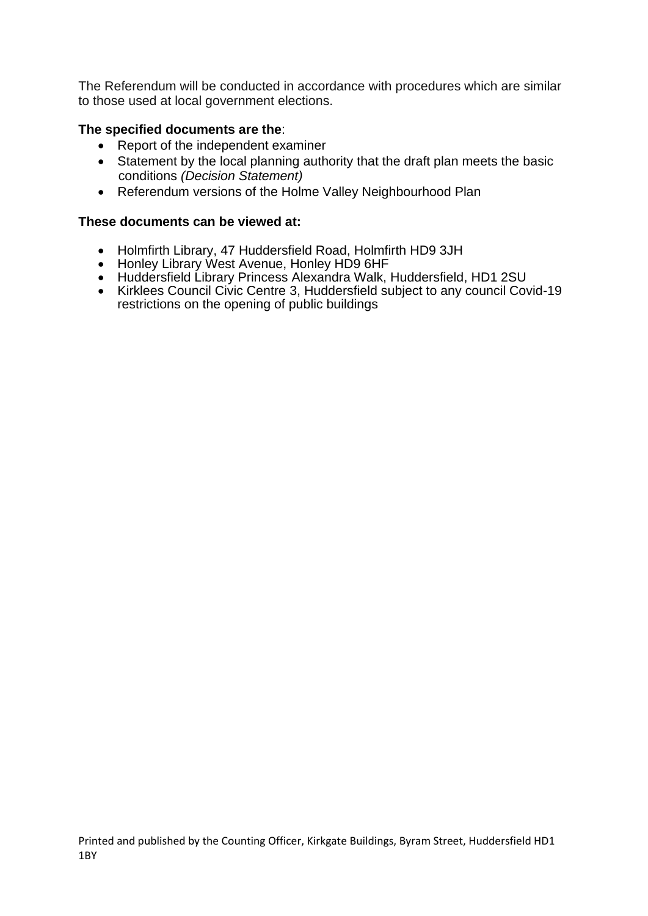The Referendum will be conducted in accordance with procedures which are similar to those used at local government elections.

**The specified documents are the**:

- Report of the independent examiner
- Statement by the local planning authority that the draft plan meets the basic conditions *(Decision Statement)*
- Referendum versions of the Holme Valley Neighbourhood Plan

**These documents can be viewed at:**

- Holmfirth Library, 47 Huddersfield Road, Holmfirth HD9 3JH
- Honley Library West Avenue, Honley HD9 6HF
- Huddersfield Library Princess Alexandra Walk, Huddersfield, HD1 2SU
- Kirklees Council Civic Centre 3, Huddersfield subject to any council Covid-19 restrictions on the opening of public buildings

Printed and published by the Counting Officer, Kirkgate Buildings, Byram Street, Huddersfield HD1 1BY